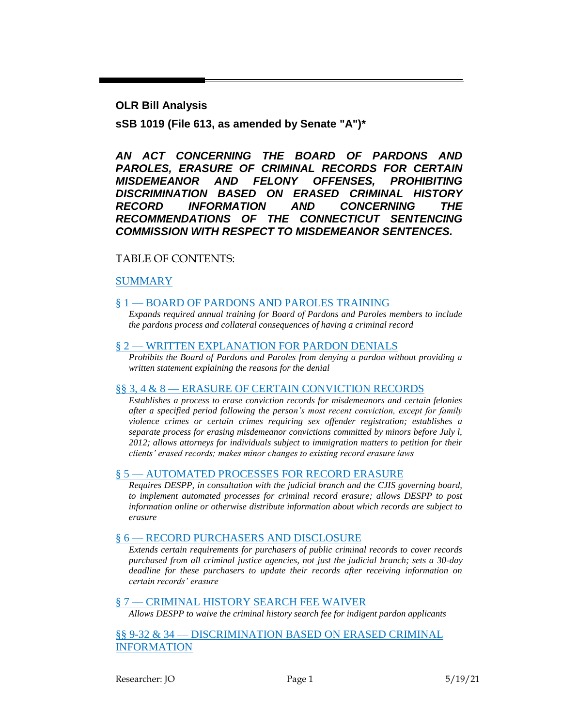**OLR Bill Analysis**

**sSB 1019 (File 613, as amended by Senate "A")***

***AN ACT CONCERNING THE BOARD OF PARDONS AND PAROLES, ERASURE OF CRIMINAL RECORDS FOR CERTAIN MISDEMEANOR AND FELONY OFFENSES, PROHIBITING DISCRIMINATION BASED ON ERASED CRIMINAL HISTORY RECORD INFORMATION AND CONCERNING THE RECOMMENDATIONS OF THE CONNECTICUT SENTENCING COMMISSION WITH RESPECT TO MISDEMEANOR SENTENCES.***

TABLE OF CONTENTS:

SUMMARY

§ 1 — BOARD OF PARDONS AND PAROLES TRAINING

*Expands required annual training for Board of Pardons and Paroles members to include the pardons process and collateral consequences of having a criminal record*

§ 2 — WRITTEN EXPLANATION FOR PARDON DENIALS

*Prohibits the Board of Pardons and Paroles from denying a pardon without providing a written statement explaining the reasons for the denial*

§§ 3, 4 & 8 — ERASURE OF CERTAIN CONVICTION RECORDS

*Establishes a process to erase conviction records for misdemeanors and certain felonies after a specified period following the person's most recent conviction, except for family violence crimes or certain crimes requiring sex offender registration; establishes a separate process for erasing misdemeanor convictions committed by minors before July l, 2012; allows attorneys for individuals subject to immigration matters to petition for their clients' erased records; makes minor changes to existing record erasure laws*

§ 5 — AUTOMATED PROCESSES FOR RECORD ERASURE

*Requires DESPP, in consultation with the judicial branch and the CJIS governing board, to implement automated processes for criminal record erasure; allows DESPP to post information online or otherwise distribute information about which records are subject to erasure*

§ 6 — RECORD PURCHASERS AND DISCLOSURE

*Extends certain requirements for purchasers of public criminal records to cover records purchased from all criminal justice agencies, not just the judicial branch; sets a 30-day deadline for these purchasers to update their records after receiving information on certain records' erasure*

§ 7 — CRIMINAL HISTORY SEARCH FEE WAIVER

*Allows DESPP to waive the criminal history search fee for indigent pardon applicants*

§§ 9-32 & 34 — DISCRIMINATION BASED ON ERASED CRIMINAL INFORMATION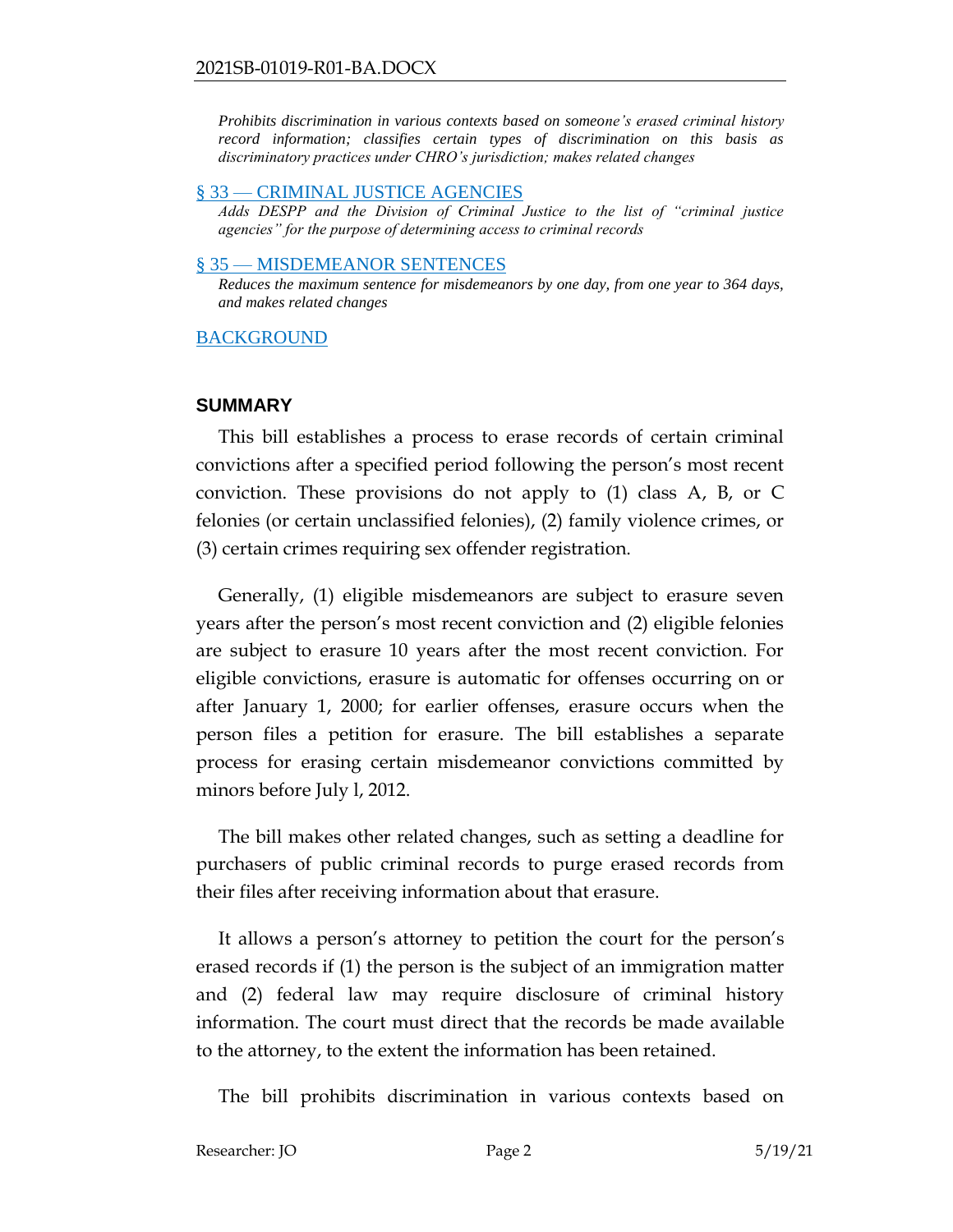*Prohibits discrimination in various contexts based on someone's erased criminal history record information; classifies certain types of discrimination on this basis as discriminatory practices under CHRO's jurisdiction; makes related changes*

§ 33 — CRIMINAL JUSTICE AGENCIES

*Adds DESPP and the Division of Criminal Justice to the list of "criminal justice agencies" for the purpose of determining access to criminal records*

§ 35 — MISDEMEANOR SENTENCES

*Reduces the maximum sentence for misdemeanors by one day, from one year to 364 days, and makes related changes*

BACKGROUND

## SUMMARY

This bill establishes a process to erase records of certain criminal convictions after a specified period following the person's most recent conviction. These provisions do not apply to (1) class A, B, or C felonies (or certain unclassified felonies), (2) family violence crimes, or (3) certain crimes requiring sex offender registration.

Generally, (1) eligible misdemeanors are subject to erasure seven years after the person's most recent conviction and (2) eligible felonies are subject to erasure 10 years after the most recent conviction. For eligible convictions, erasure is automatic for offenses occurring on or after January 1, 2000; for earlier offenses, erasure occurs when the person files a petition for erasure. The bill establishes a separate process for erasing certain misdemeanor convictions committed by minors before July l, 2012.

The bill makes other related changes, such as setting a deadline for purchasers of public criminal records to purge erased records from their files after receiving information about that erasure.

It allows a person's attorney to petition the court for the person's erased records if (1) the person is the subject of an immigration matter and (2) federal law may require disclosure of criminal history information. The court must direct that the records be made available to the attorney, to the extent the information has been retained.

The bill prohibits discrimination in various contexts based on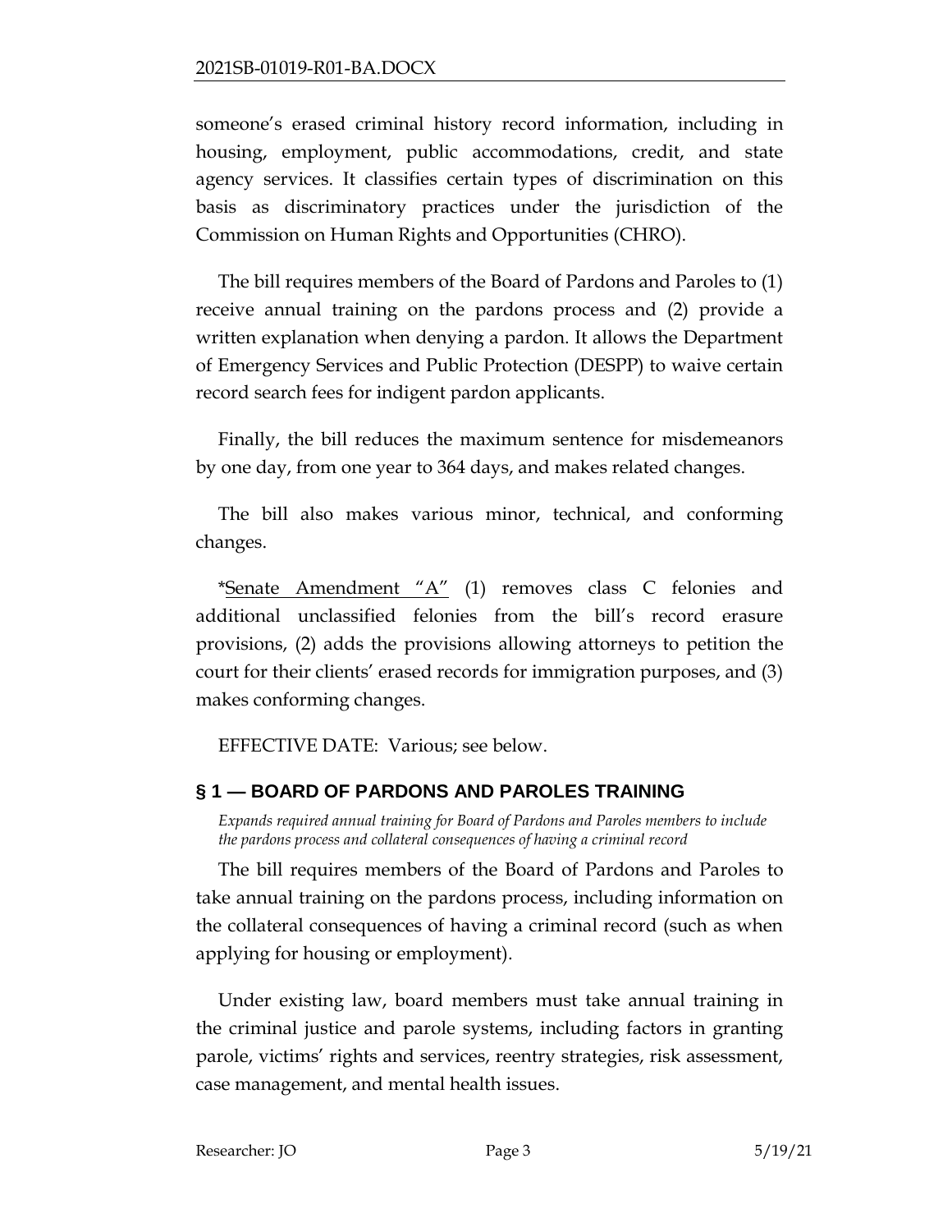someone's erased criminal history record information, including in housing, employment, public accommodations, credit, and state agency services. It classifies certain types of discrimination on this basis as discriminatory practices under the jurisdiction of the Commission on Human Rights and Opportunities (CHRO).

The bill requires members of the Board of Pardons and Paroles to (1) receive annual training on the pardons process and (2) provide a written explanation when denying a pardon. It allows the Department of Emergency Services and Public Protection (DESPP) to waive certain record search fees for indigent pardon applicants.

Finally, the bill reduces the maximum sentence for misdemeanors by one day, from one year to 364 days, and makes related changes.

The bill also makes various minor, technical, and conforming changes.

*Senate Amendment "A" (1) removes class C felonies and additional unclassified felonies from the bill's record erasure provisions, (2) adds the provisions allowing attorneys to petition the court for their clients' erased records for immigration purposes, and (3) makes conforming changes.

EFFECTIVE DATE: Various; see below.

## § 1 — BOARD OF PARDONS AND PAROLES TRAINING

*Expands required annual training for Board of Pardons and Paroles members to include the pardons process and collateral consequences of having a criminal record*

The bill requires members of the Board of Pardons and Paroles to take annual training on the pardons process, including information on the collateral consequences of having a criminal record (such as when applying for housing or employment).

Under existing law, board members must take annual training in the criminal justice and parole systems, including factors in granting parole, victims' rights and services, reentry strategies, risk assessment, case management, and mental health issues.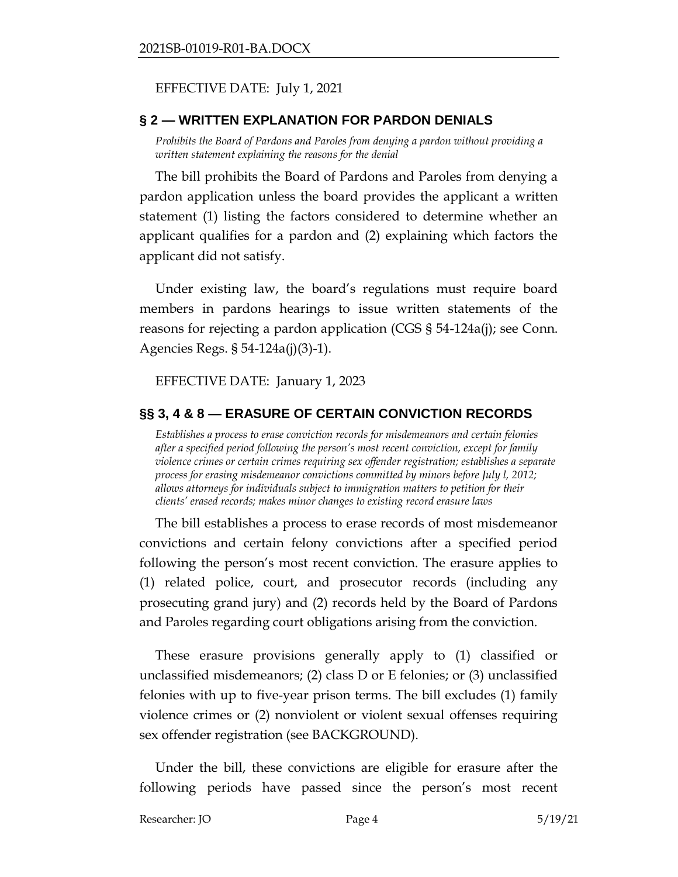EFFECTIVE DATE: July 1, 2021

## § 2 — WRITTEN EXPLANATION FOR PARDON DENIALS

*Prohibits the Board of Pardons and Paroles from denying a pardon without providing a written statement explaining the reasons for the denial*

The bill prohibits the Board of Pardons and Paroles from denying a pardon application unless the board provides the applicant a written statement (1) listing the factors considered to determine whether an applicant qualifies for a pardon and (2) explaining which factors the applicant did not satisfy.

Under existing law, the board's regulations must require board members in pardons hearings to issue written statements of the reasons for rejecting a pardon application (CGS § 54-124a(j); see Conn. Agencies Regs. § 54-124a(j)(3)-1).

EFFECTIVE DATE: January 1, 2023

## §§ 3, 4 & 8 — ERASURE OF CERTAIN CONVICTION RECORDS

*Establishes a process to erase conviction records for misdemeanors and certain felonies after a specified period following the person's most recent conviction, except for family violence crimes or certain crimes requiring sex offender registration; establishes a separate process for erasing misdemeanor convictions committed by minors before July l, 2012; allows attorneys for individuals subject to immigration matters to petition for their clients' erased records; makes minor changes to existing record erasure laws*

The bill establishes a process to erase records of most misdemeanor convictions and certain felony convictions after a specified period following the person's most recent conviction. The erasure applies to (1) related police, court, and prosecutor records (including any prosecuting grand jury) and (2) records held by the Board of Pardons and Paroles regarding court obligations arising from the conviction.

These erasure provisions generally apply to (1) classified or unclassified misdemeanors; (2) class D or E felonies; or (3) unclassified felonies with up to five-year prison terms. The bill excludes (1) family violence crimes or (2) nonviolent or violent sexual offenses requiring sex offender registration (see BACKGROUND).

Under the bill, these convictions are eligible for erasure after the following periods have passed since the person's most recent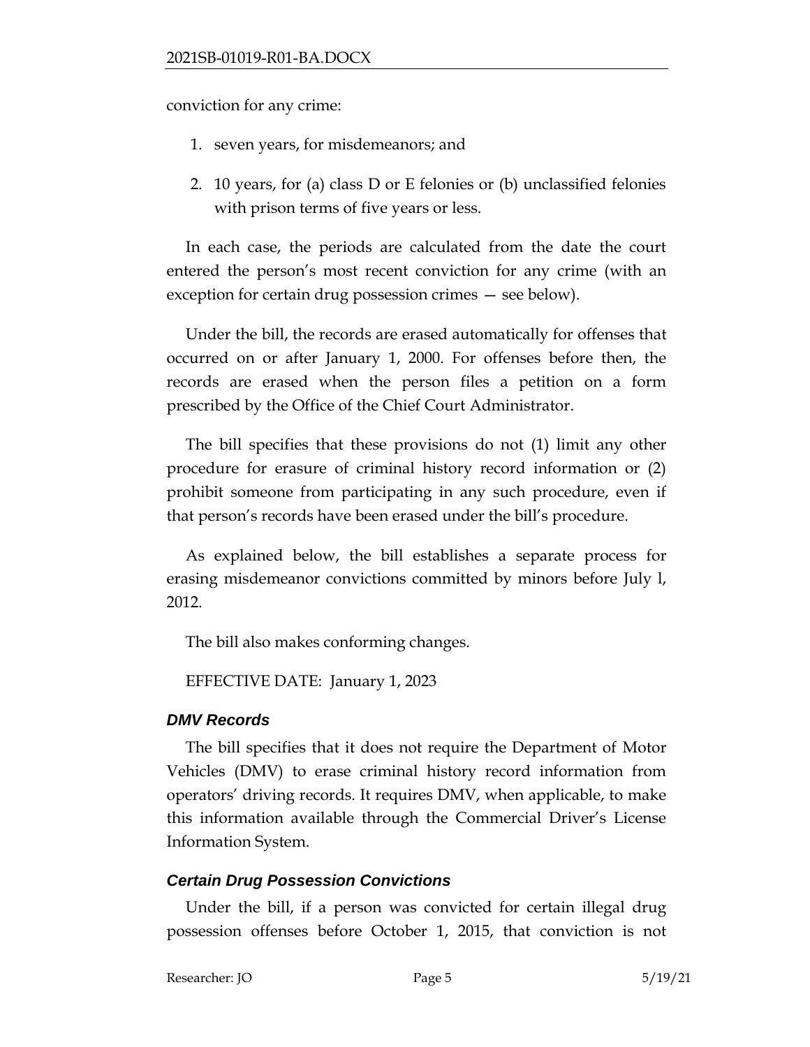conviction for any crime:

1. seven years, for misdemeanors; and
2. 10 years, for (a) class D or E felonies or (b) unclassified felonies with prison terms of five years or less.

In each case, the periods are calculated from the date the court entered the person's most recent conviction for any crime (with an exception for certain drug possession crimes — see below).

Under the bill, the records are erased automatically for offenses that occurred on or after January 1, 2000. For offenses before then, the records are erased when the person files a petition on a form prescribed by the Office of the Chief Court Administrator.

The bill specifies that these provisions do not (1) limit any other procedure for erasure of criminal history record information or (2) prohibit someone from participating in any such procedure, even if that person's records have been erased under the bill's procedure.

As explained below, the bill establishes a separate process for erasing misdemeanor convictions committed by minors before July l, 2012.

The bill also makes conforming changes.

EFFECTIVE DATE: January 1, 2023

### *DMV Records*

The bill specifies that it does not require the Department of Motor Vehicles (DMV) to erase criminal history record information from operators' driving records. It requires DMV, when applicable, to make this information available through the Commercial Driver's License Information System.

### *Certain Drug Possession Convictions*

Under the bill, if a person was convicted for certain illegal drug possession offenses before October 1, 2015, that conviction is not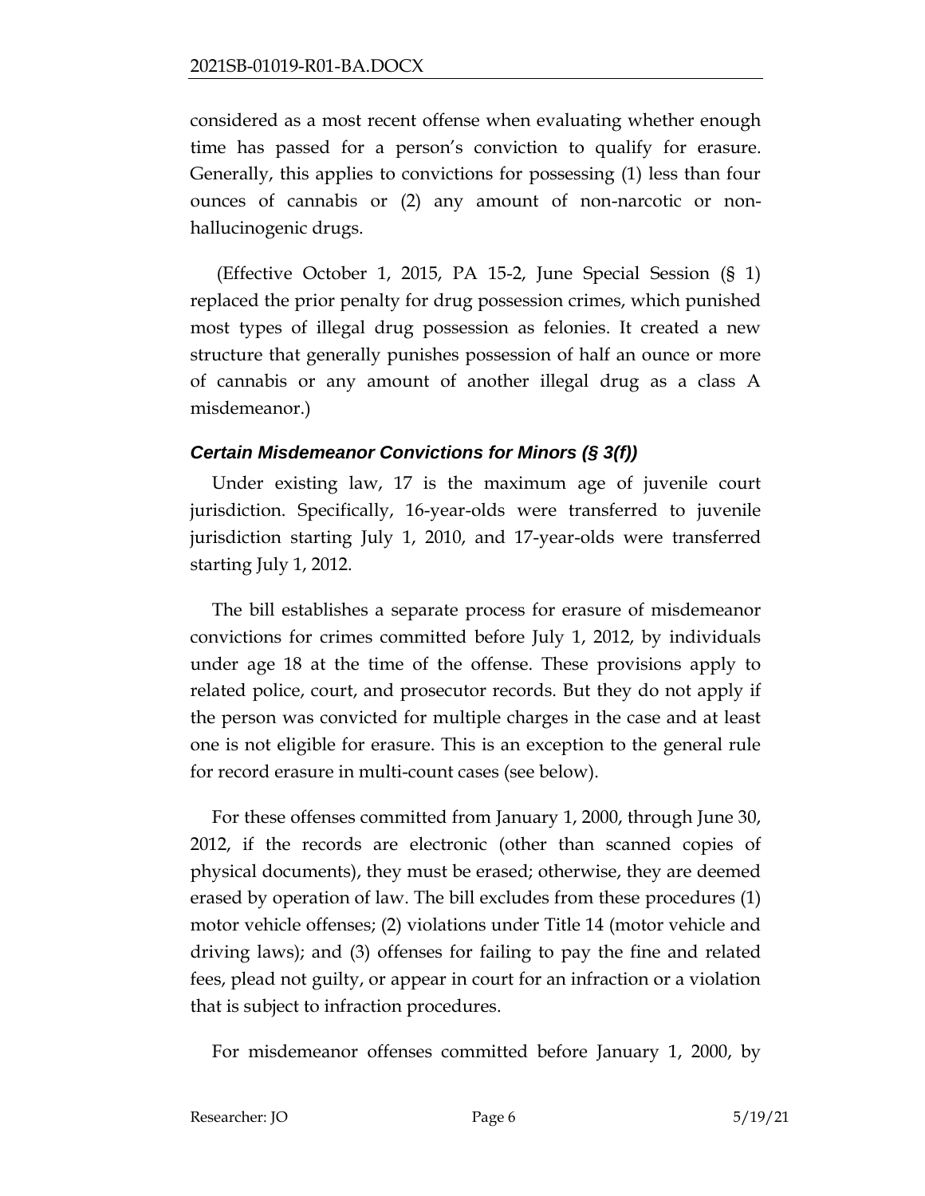considered as a most recent offense when evaluating whether enough time has passed for a person's conviction to qualify for erasure. Generally, this applies to convictions for possessing (1) less than four ounces of cannabis or (2) any amount of non-narcotic or non-hallucinogenic drugs.

(Effective October 1, 2015, PA 15-2, June Special Session (§ 1) replaced the prior penalty for drug possession crimes, which punished most types of illegal drug possession as felonies. It created a new structure that generally punishes possession of half an ounce or more of cannabis or any amount of another illegal drug as a class A misdemeanor.)

### *Certain Misdemeanor Convictions for Minors (§ 3(f))*

Under existing law, 17 is the maximum age of juvenile court jurisdiction. Specifically, 16-year-olds were transferred to juvenile jurisdiction starting July 1, 2010, and 17-year-olds were transferred starting July 1, 2012.

The bill establishes a separate process for erasure of misdemeanor convictions for crimes committed before July 1, 2012, by individuals under age 18 at the time of the offense. These provisions apply to related police, court, and prosecutor records. But they do not apply if the person was convicted for multiple charges in the case and at least one is not eligible for erasure. This is an exception to the general rule for record erasure in multi-count cases (see below).

For these offenses committed from January 1, 2000, through June 30, 2012, if the records are electronic (other than scanned copies of physical documents), they must be erased; otherwise, they are deemed erased by operation of law. The bill excludes from these procedures (1) motor vehicle offenses; (2) violations under Title 14 (motor vehicle and driving laws); and (3) offenses for failing to pay the fine and related fees, plead not guilty, or appear in court for an infraction or a violation that is subject to infraction procedures.

For misdemeanor offenses committed before January 1, 2000, by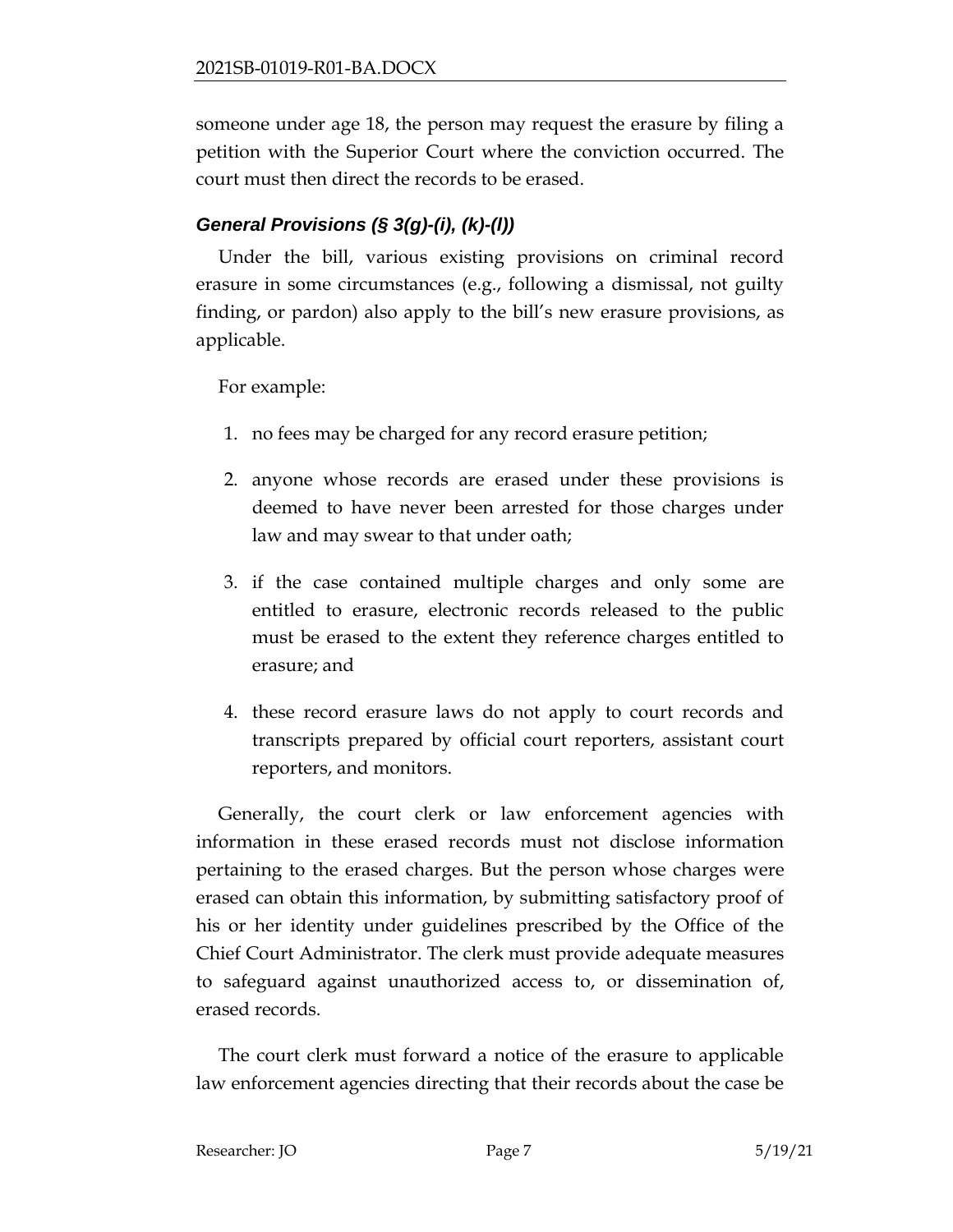someone under age 18, the person may request the erasure by filing a petition with the Superior Court where the conviction occurred. The court must then direct the records to be erased.

### *General Provisions (§ 3(g)-(i), (k)-(l))*

Under the bill, various existing provisions on criminal record erasure in some circumstances (e.g., following a dismissal, not guilty finding, or pardon) also apply to the bill's new erasure provisions, as applicable.

For example:

1. no fees may be charged for any record erasure petition;
2. anyone whose records are erased under these provisions is deemed to have never been arrested for those charges under law and may swear to that under oath;
3. if the case contained multiple charges and only some are entitled to erasure, electronic records released to the public must be erased to the extent they reference charges entitled to erasure; and
4. these record erasure laws do not apply to court records and transcripts prepared by official court reporters, assistant court reporters, and monitors.

Generally, the court clerk or law enforcement agencies with information in these erased records must not disclose information pertaining to the erased charges. But the person whose charges were erased can obtain this information, by submitting satisfactory proof of his or her identity under guidelines prescribed by the Office of the Chief Court Administrator. The clerk must provide adequate measures to safeguard against unauthorized access to, or dissemination of, erased records.

The court clerk must forward a notice of the erasure to applicable law enforcement agencies directing that their records about the case be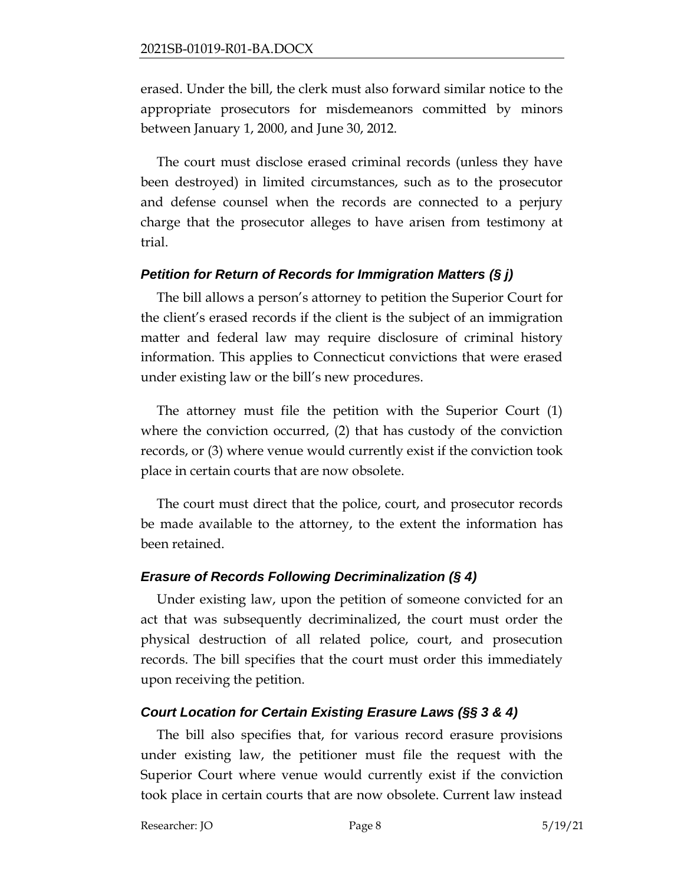erased. Under the bill, the clerk must also forward similar notice to the appropriate prosecutors for misdemeanors committed by minors between January 1, 2000, and June 30, 2012.

The court must disclose erased criminal records (unless they have been destroyed) in limited circumstances, such as to the prosecutor and defense counsel when the records are connected to a perjury charge that the prosecutor alleges to have arisen from testimony at trial.

### *Petition for Return of Records for Immigration Matters (§ j)*

The bill allows a person's attorney to petition the Superior Court for the client's erased records if the client is the subject of an immigration matter and federal law may require disclosure of criminal history information. This applies to Connecticut convictions that were erased under existing law or the bill's new procedures.

The attorney must file the petition with the Superior Court (1) where the conviction occurred, (2) that has custody of the conviction records, or (3) where venue would currently exist if the conviction took place in certain courts that are now obsolete.

The court must direct that the police, court, and prosecutor records be made available to the attorney, to the extent the information has been retained.

### *Erasure of Records Following Decriminalization (§ 4)*

Under existing law, upon the petition of someone convicted for an act that was subsequently decriminalized, the court must order the physical destruction of all related police, court, and prosecution records. The bill specifies that the court must order this immediately upon receiving the petition.

### *Court Location for Certain Existing Erasure Laws (§§ 3 & 4)*

The bill also specifies that, for various record erasure provisions under existing law, the petitioner must file the request with the Superior Court where venue would currently exist if the conviction took place in certain courts that are now obsolete. Current law instead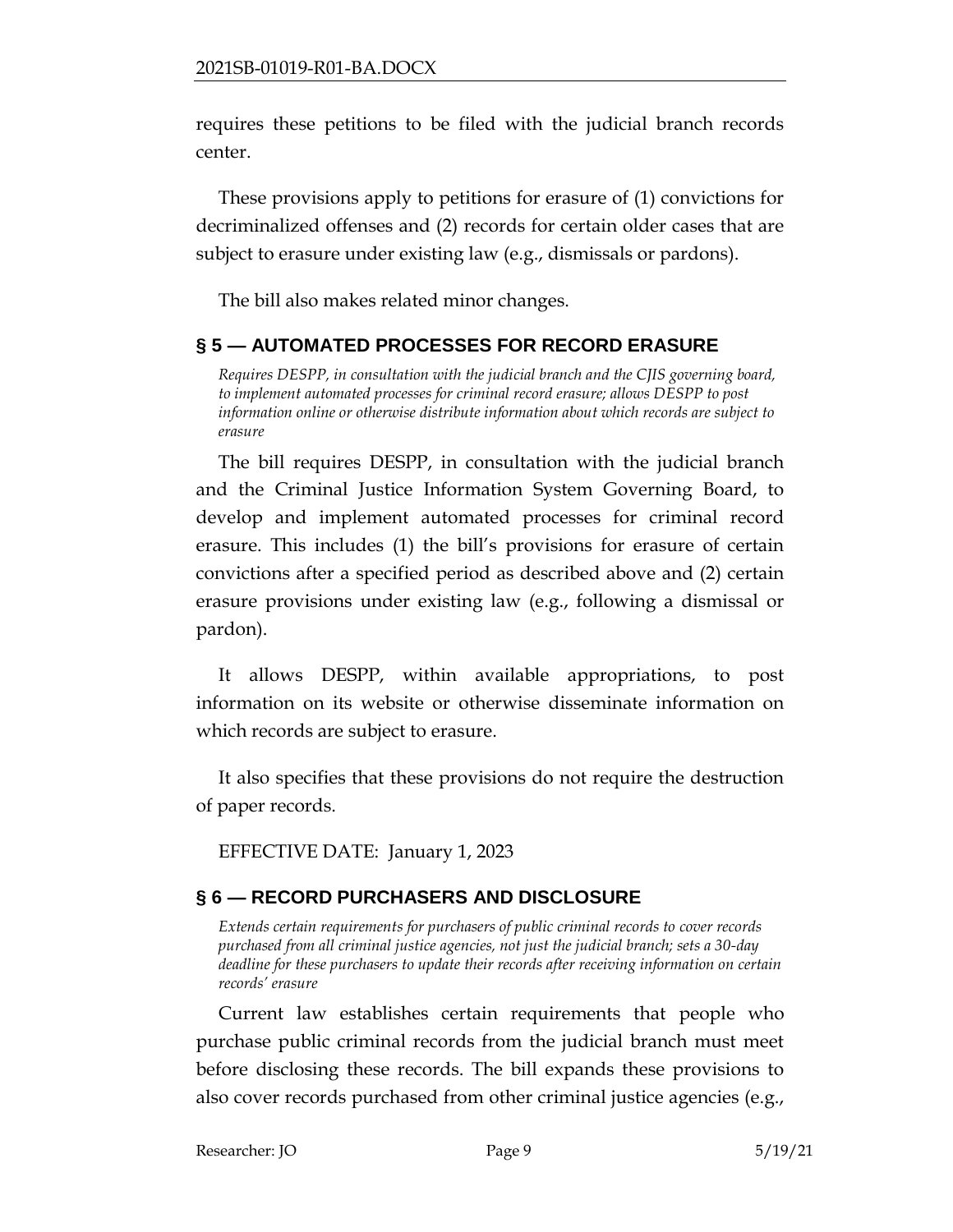requires these petitions to be filed with the judicial branch records center.

These provisions apply to petitions for erasure of (1) convictions for decriminalized offenses and (2) records for certain older cases that are subject to erasure under existing law (e.g., dismissals or pardons).

The bill also makes related minor changes.

## § 5 — AUTOMATED PROCESSES FOR RECORD ERASURE

*Requires DESPP, in consultation with the judicial branch and the CJIS governing board, to implement automated processes for criminal record erasure; allows DESPP to post information online or otherwise distribute information about which records are subject to erasure*

The bill requires DESPP, in consultation with the judicial branch and the Criminal Justice Information System Governing Board, to develop and implement automated processes for criminal record erasure. This includes (1) the bill's provisions for erasure of certain convictions after a specified period as described above and (2) certain erasure provisions under existing law (e.g., following a dismissal or pardon).

It allows DESPP, within available appropriations, to post information on its website or otherwise disseminate information on which records are subject to erasure.

It also specifies that these provisions do not require the destruction of paper records.

EFFECTIVE DATE: January 1, 2023

## § 6 — RECORD PURCHASERS AND DISCLOSURE

*Extends certain requirements for purchasers of public criminal records to cover records purchased from all criminal justice agencies, not just the judicial branch; sets a 30-day deadline for these purchasers to update their records after receiving information on certain records' erasure*

Current law establishes certain requirements that people who purchase public criminal records from the judicial branch must meet before disclosing these records. The bill expands these provisions to also cover records purchased from other criminal justice agencies (e.g.,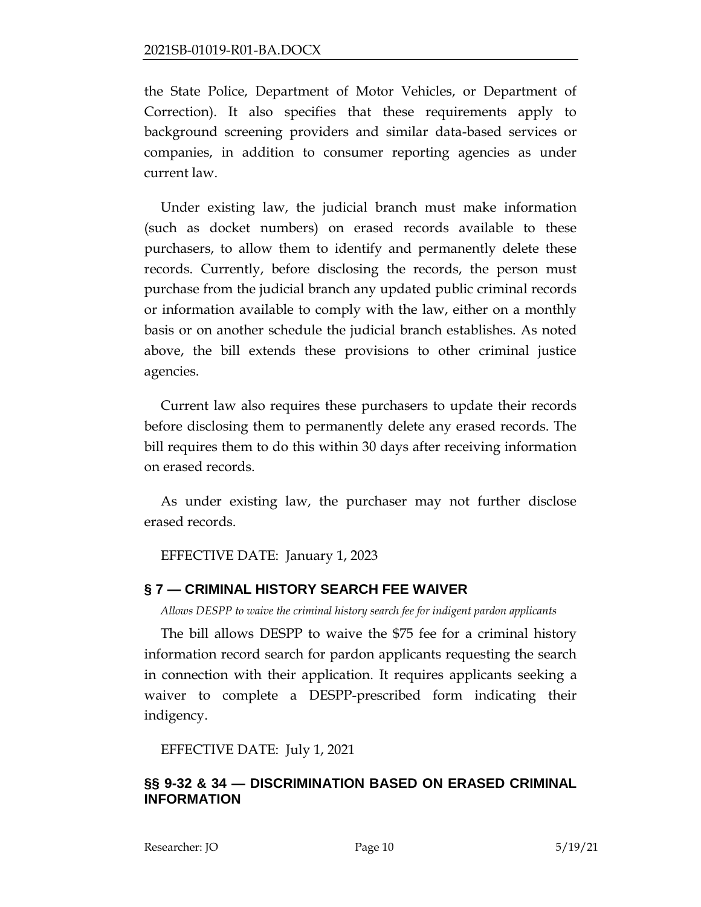the State Police, Department of Motor Vehicles, or Department of Correction). It also specifies that these requirements apply to background screening providers and similar data-based services or companies, in addition to consumer reporting agencies as under current law.

Under existing law, the judicial branch must make information (such as docket numbers) on erased records available to these purchasers, to allow them to identify and permanently delete these records. Currently, before disclosing the records, the person must purchase from the judicial branch any updated public criminal records or information available to comply with the law, either on a monthly basis or on another schedule the judicial branch establishes. As noted above, the bill extends these provisions to other criminal justice agencies.

Current law also requires these purchasers to update their records before disclosing them to permanently delete any erased records. The bill requires them to do this within 30 days after receiving information on erased records.

As under existing law, the purchaser may not further disclose erased records.

EFFECTIVE DATE: January 1, 2023

## § 7 — CRIMINAL HISTORY SEARCH FEE WAIVER

*Allows DESPP to waive the criminal history search fee for indigent pardon applicants*

The bill allows DESPP to waive the $75 fee for a criminal history information record search for pardon applicants requesting the search in connection with their application. It requires applicants seeking a waiver to complete a DESPP-prescribed form indicating their indigency.

EFFECTIVE DATE: July 1, 2021

## §§ 9-32 & 34 — DISCRIMINATION BASED ON ERASED CRIMINAL INFORMATION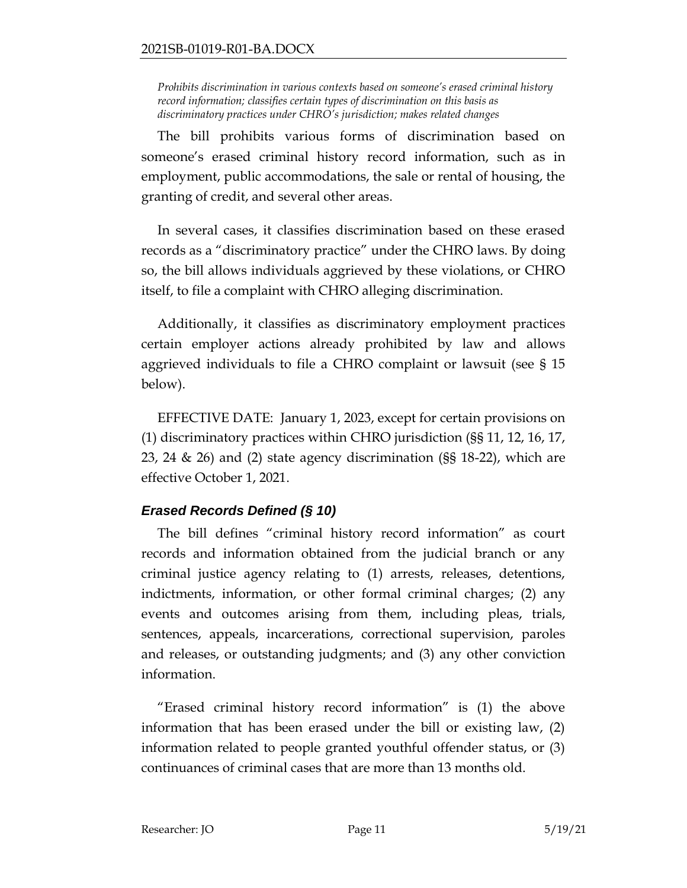*Prohibits discrimination in various contexts based on someone's erased criminal history record information; classifies certain types of discrimination on this basis as discriminatory practices under CHRO's jurisdiction; makes related changes*

The bill prohibits various forms of discrimination based on someone's erased criminal history record information, such as in employment, public accommodations, the sale or rental of housing, the granting of credit, and several other areas.

In several cases, it classifies discrimination based on these erased records as a "discriminatory practice" under the CHRO laws. By doing so, the bill allows individuals aggrieved by these violations, or CHRO itself, to file a complaint with CHRO alleging discrimination.

Additionally, it classifies as discriminatory employment practices certain employer actions already prohibited by law and allows aggrieved individuals to file a CHRO complaint or lawsuit (see § 15 below).

EFFECTIVE DATE: January 1, 2023, except for certain provisions on (1) discriminatory practices within CHRO jurisdiction (§§ 11, 12, 16, 17, 23, 24 & 26) and (2) state agency discrimination (§§ 18-22), which are effective October 1, 2021.

### *Erased Records Defined (§ 10)*

The bill defines "criminal history record information" as court records and information obtained from the judicial branch or any criminal justice agency relating to (1) arrests, releases, detentions, indictments, information, or other formal criminal charges; (2) any events and outcomes arising from them, including pleas, trials, sentences, appeals, incarcerations, correctional supervision, paroles and releases, or outstanding judgments; and (3) any other conviction information.

"Erased criminal history record information" is (1) the above information that has been erased under the bill or existing law, (2) information related to people granted youthful offender status, or (3) continuances of criminal cases that are more than 13 months old.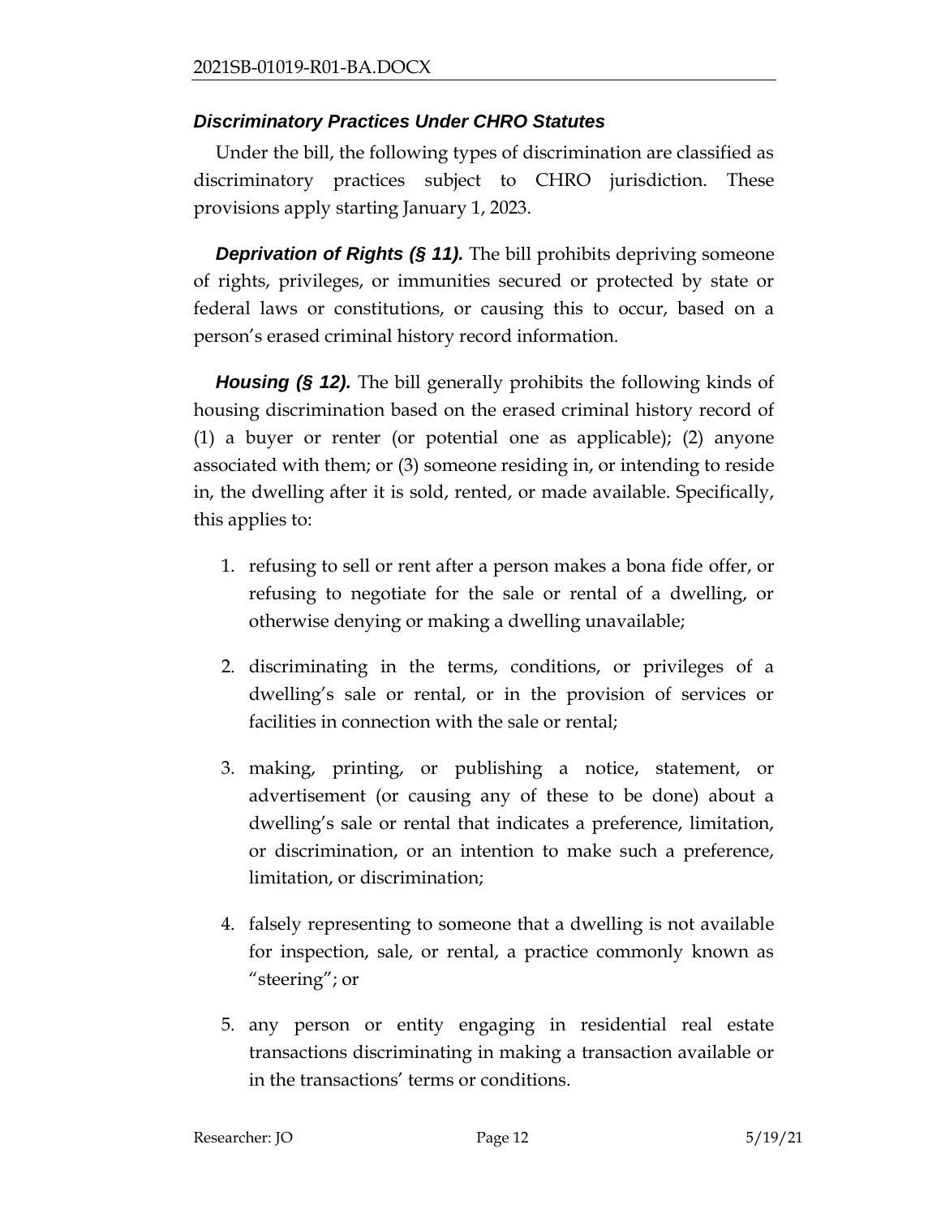### *Discriminatory Practices Under CHRO Statutes*

Under the bill, the following types of discrimination are classified as discriminatory practices subject to CHRO jurisdiction. These provisions apply starting January 1, 2023.

***Deprivation of Rights (§ 11).*** The bill prohibits depriving someone of rights, privileges, or immunities secured or protected by state or federal laws or constitutions, or causing this to occur, based on a person's erased criminal history record information.

***Housing (§ 12).*** The bill generally prohibits the following kinds of housing discrimination based on the erased criminal history record of (1) a buyer or renter (or potential one as applicable); (2) anyone associated with them; or (3) someone residing in, or intending to reside in, the dwelling after it is sold, rented, or made available. Specifically, this applies to:

1. refusing to sell or rent after a person makes a bona fide offer, or refusing to negotiate for the sale or rental of a dwelling, or otherwise denying or making a dwelling unavailable;
2. discriminating in the terms, conditions, or privileges of a dwelling's sale or rental, or in the provision of services or facilities in connection with the sale or rental;
3. making, printing, or publishing a notice, statement, or advertisement (or causing any of these to be done) about a dwelling's sale or rental that indicates a preference, limitation, or discrimination, or an intention to make such a preference, limitation, or discrimination;
4. falsely representing to someone that a dwelling is not available for inspection, sale, or rental, a practice commonly known as "steering"; or
5. any person or entity engaging in residential real estate transactions discriminating in making a transaction available or in the transactions' terms or conditions.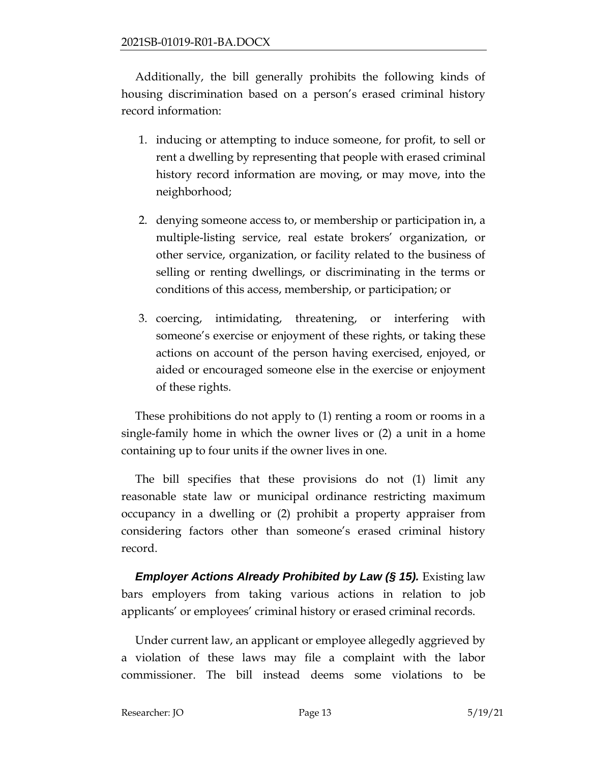Additionally, the bill generally prohibits the following kinds of housing discrimination based on a person's erased criminal history record information:

1. inducing or attempting to induce someone, for profit, to sell or rent a dwelling by representing that people with erased criminal history record information are moving, or may move, into the neighborhood;
2. denying someone access to, or membership or participation in, a multiple-listing service, real estate brokers' organization, or other service, organization, or facility related to the business of selling or renting dwellings, or discriminating in the terms or conditions of this access, membership, or participation; or
3. coercing, intimidating, threatening, or interfering with someone's exercise or enjoyment of these rights, or taking these actions on account of the person having exercised, enjoyed, or aided or encouraged someone else in the exercise or enjoyment of these rights.

These prohibitions do not apply to (1) renting a room or rooms in a single-family home in which the owner lives or (2) a unit in a home containing up to four units if the owner lives in one.

The bill specifies that these provisions do not (1) limit any reasonable state law or municipal ordinance restricting maximum occupancy in a dwelling or (2) prohibit a property appraiser from considering factors other than someone's erased criminal history record.

***Employer Actions Already Prohibited by Law (§ 15).*** Existing law bars employers from taking various actions in relation to job applicants' or employees' criminal history or erased criminal records.

Under current law, an applicant or employee allegedly aggrieved by a violation of these laws may file a complaint with the labor commissioner. The bill instead deems some violations to be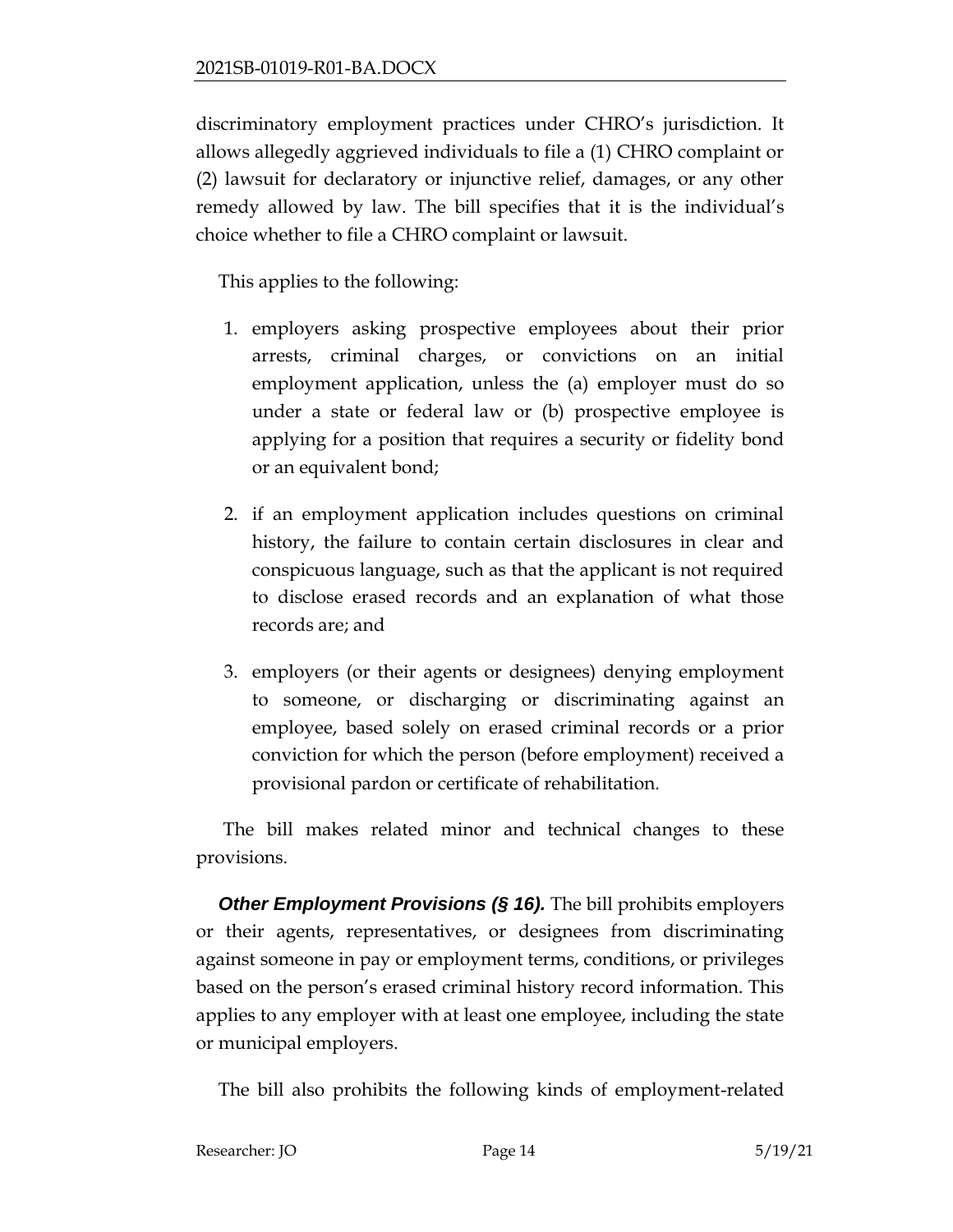discriminatory employment practices under CHRO's jurisdiction. It allows allegedly aggrieved individuals to file a (1) CHRO complaint or (2) lawsuit for declaratory or injunctive relief, damages, or any other remedy allowed by law. The bill specifies that it is the individual's choice whether to file a CHRO complaint or lawsuit.

This applies to the following:

1. employers asking prospective employees about their prior arrests, criminal charges, or convictions on an initial employment application, unless the (a) employer must do so under a state or federal law or (b) prospective employee is applying for a position that requires a security or fidelity bond or an equivalent bond;
2. if an employment application includes questions on criminal history, the failure to contain certain disclosures in clear and conspicuous language, such as that the applicant is not required to disclose erased records and an explanation of what those records are; and
3. employers (or their agents or designees) denying employment to someone, or discharging or discriminating against an employee, based solely on erased criminal records or a prior conviction for which the person (before employment) received a provisional pardon or certificate of rehabilitation.

The bill makes related minor and technical changes to these provisions.

***Other Employment Provisions (§ 16).*** The bill prohibits employers or their agents, representatives, or designees from discriminating against someone in pay or employment terms, conditions, or privileges based on the person's erased criminal history record information. This applies to any employer with at least one employee, including the state or municipal employers.

The bill also prohibits the following kinds of employment-related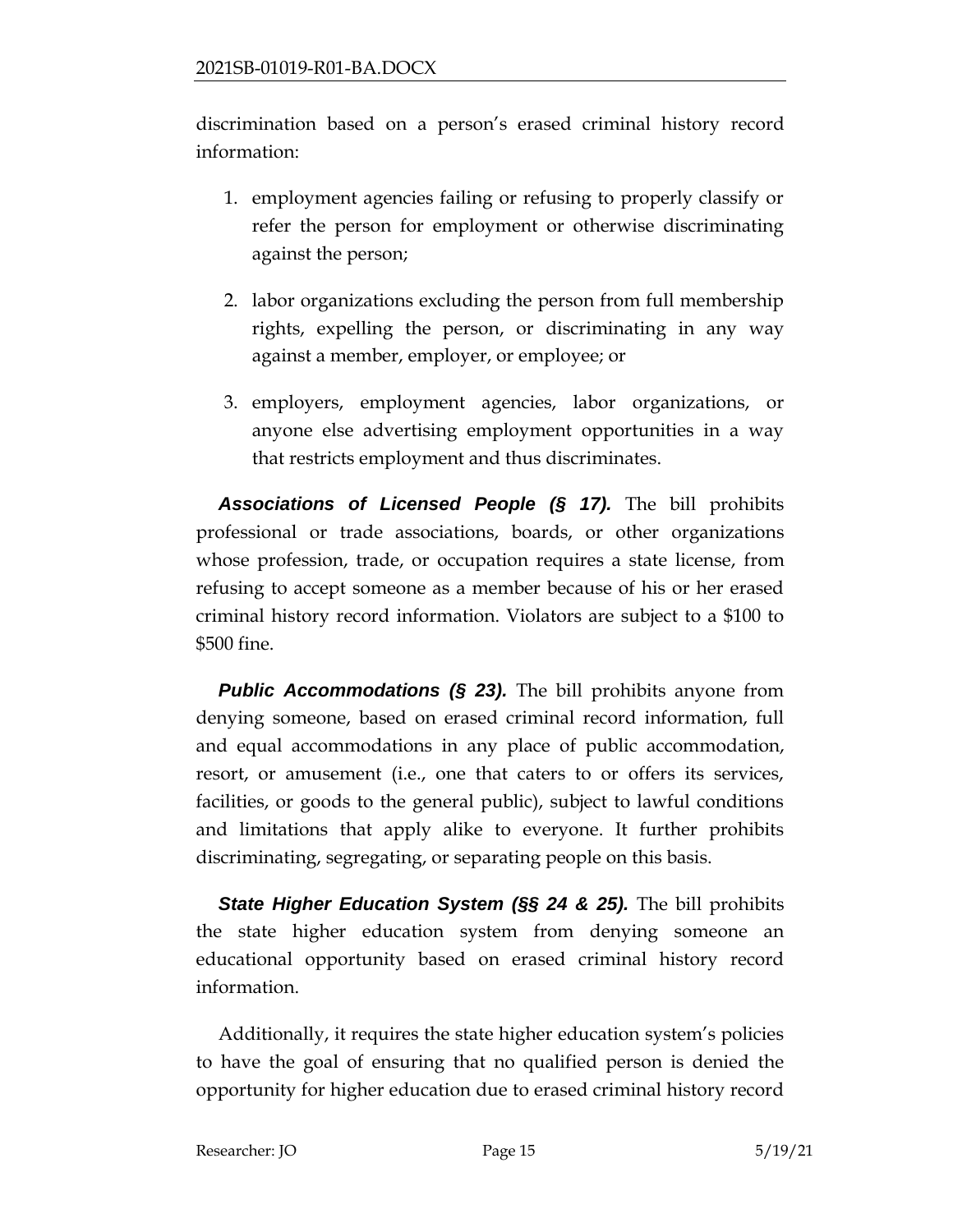discrimination based on a person's erased criminal history record information:

1. employment agencies failing or refusing to properly classify or refer the person for employment or otherwise discriminating against the person;

2. labor organizations excluding the person from full membership rights, expelling the person, or discriminating in any way against a member, employer, or employee; or

3. employers, employment agencies, labor organizations, or anyone else advertising employment opportunities in a way that restricts employment and thus discriminates.

***Associations of Licensed People (§ 17).*** The bill prohibits professional or trade associations, boards, or other organizations whose profession, trade, or occupation requires a state license, from refusing to accept someone as a member because of his or her erased criminal history record information. Violators are subject to a $100 to $500 fine.

***Public Accommodations (§ 23).*** The bill prohibits anyone from denying someone, based on erased criminal record information, full and equal accommodations in any place of public accommodation, resort, or amusement (i.e., one that caters to or offers its services, facilities, or goods to the general public), subject to lawful conditions and limitations that apply alike to everyone. It further prohibits discriminating, segregating, or separating people on this basis.

***State Higher Education System (§§ 24 & 25).*** The bill prohibits the state higher education system from denying someone an educational opportunity based on erased criminal history record information.

Additionally, it requires the state higher education system's policies to have the goal of ensuring that no qualified person is denied the opportunity for higher education due to erased criminal history record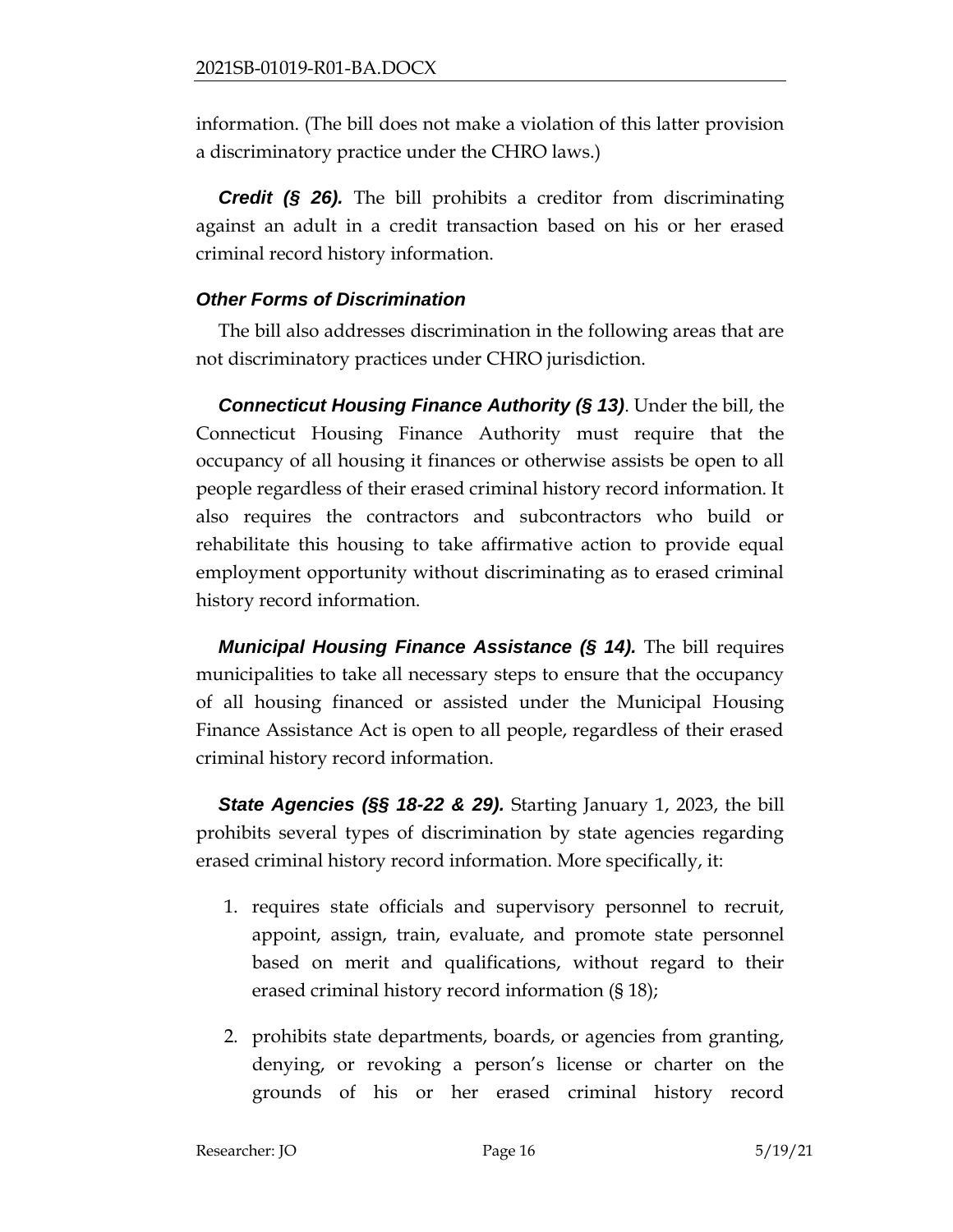information. (The bill does not make a violation of this latter provision a discriminatory practice under the CHRO laws.)

***Credit (§ 26).*** The bill prohibits a creditor from discriminating against an adult in a credit transaction based on his or her erased criminal record history information.

### *Other Forms of Discrimination*

The bill also addresses discrimination in the following areas that are not discriminatory practices under CHRO jurisdiction.

***Connecticut Housing Finance Authority (§ 13)***. Under the bill, the Connecticut Housing Finance Authority must require that the occupancy of all housing it finances or otherwise assists be open to all people regardless of their erased criminal history record information. It also requires the contractors and subcontractors who build or rehabilitate this housing to take affirmative action to provide equal employment opportunity without discriminating as to erased criminal history record information.

***Municipal Housing Finance Assistance (§ 14).*** The bill requires municipalities to take all necessary steps to ensure that the occupancy of all housing financed or assisted under the Municipal Housing Finance Assistance Act is open to all people, regardless of their erased criminal history record information.

***State Agencies (§§ 18-22 & 29).*** Starting January 1, 2023, the bill prohibits several types of discrimination by state agencies regarding erased criminal history record information. More specifically, it:

1. requires state officials and supervisory personnel to recruit, appoint, assign, train, evaluate, and promote state personnel based on merit and qualifications, without regard to their erased criminal history record information (§ 18);
2. prohibits state departments, boards, or agencies from granting, denying, or revoking a person's license or charter on the grounds of his or her erased criminal history record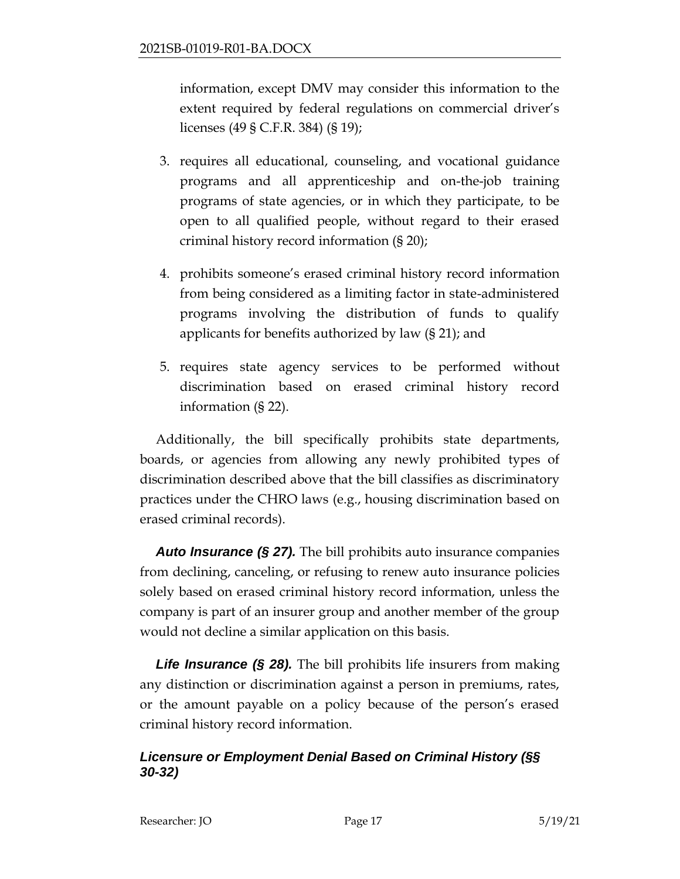information, except DMV may consider this information to the extent required by federal regulations on commercial driver's licenses (49 § C.F.R. 384) (§ 19);

3. requires all educational, counseling, and vocational guidance programs and all apprenticeship and on-the-job training programs of state agencies, or in which they participate, to be open to all qualified people, without regard to their erased criminal history record information (§ 20);

4. prohibits someone's erased criminal history record information from being considered as a limiting factor in state-administered programs involving the distribution of funds to qualify applicants for benefits authorized by law (§ 21); and

5. requires state agency services to be performed without discrimination based on erased criminal history record information (§ 22).

Additionally, the bill specifically prohibits state departments, boards, or agencies from allowing any newly prohibited types of discrimination described above that the bill classifies as discriminatory practices under the CHRO laws (e.g., housing discrimination based on erased criminal records).

***Auto Insurance (§ 27).*** The bill prohibits auto insurance companies from declining, canceling, or refusing to renew auto insurance policies solely based on erased criminal history record information, unless the company is part of an insurer group and another member of the group would not decline a similar application on this basis.

***Life Insurance (§ 28).*** The bill prohibits life insurers from making any distinction or discrimination against a person in premiums, rates, or the amount payable on a policy because of the person's erased criminal history record information.

### *Licensure or Employment Denial Based on Criminal History (§§ 30-32)*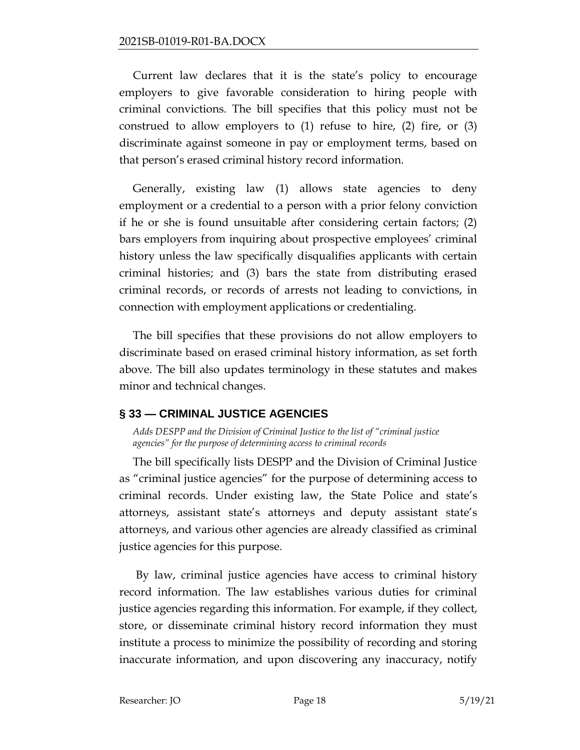Current law declares that it is the state's policy to encourage employers to give favorable consideration to hiring people with criminal convictions. The bill specifies that this policy must not be construed to allow employers to (1) refuse to hire, (2) fire, or (3) discriminate against someone in pay or employment terms, based on that person's erased criminal history record information.

Generally, existing law (1) allows state agencies to deny employment or a credential to a person with a prior felony conviction if he or she is found unsuitable after considering certain factors; (2) bars employers from inquiring about prospective employees' criminal history unless the law specifically disqualifies applicants with certain criminal histories; and (3) bars the state from distributing erased criminal records, or records of arrests not leading to convictions, in connection with employment applications or credentialing.

The bill specifies that these provisions do not allow employers to discriminate based on erased criminal history information, as set forth above. The bill also updates terminology in these statutes and makes minor and technical changes.

## § 33 — CRIMINAL JUSTICE AGENCIES

*Adds DESPP and the Division of Criminal Justice to the list of "criminal justice agencies" for the purpose of determining access to criminal records*

The bill specifically lists DESPP and the Division of Criminal Justice as "criminal justice agencies" for the purpose of determining access to criminal records. Under existing law, the State Police and state's attorneys, assistant state's attorneys and deputy assistant state's attorneys, and various other agencies are already classified as criminal justice agencies for this purpose.

By law, criminal justice agencies have access to criminal history record information. The law establishes various duties for criminal justice agencies regarding this information. For example, if they collect, store, or disseminate criminal history record information they must institute a process to minimize the possibility of recording and storing inaccurate information, and upon discovering any inaccuracy, notify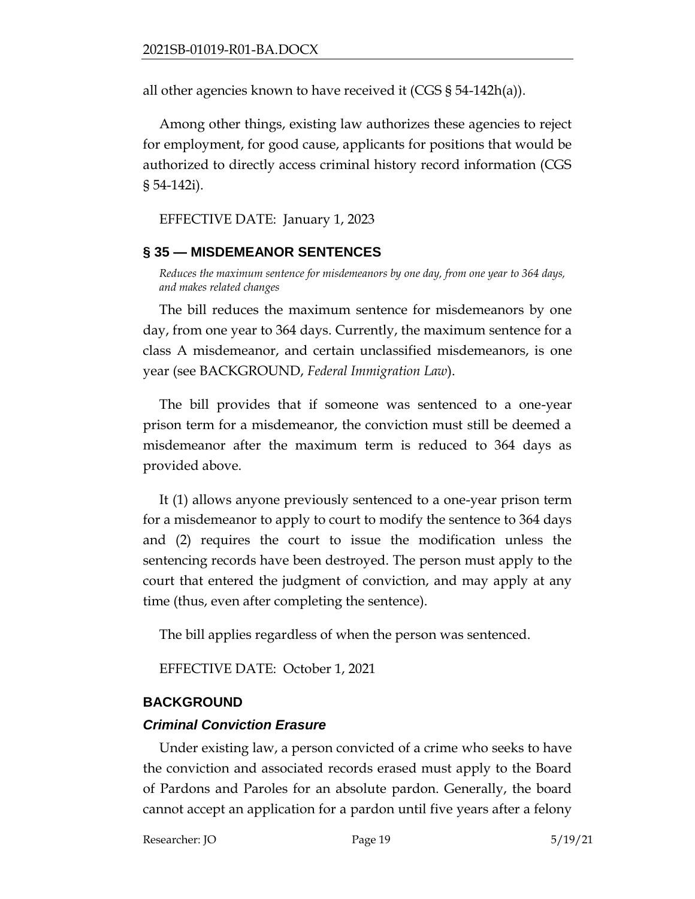all other agencies known to have received it (CGS § 54-142h(a)).

Among other things, existing law authorizes these agencies to reject for employment, for good cause, applicants for positions that would be authorized to directly access criminal history record information (CGS § 54-142i).

EFFECTIVE DATE: January 1, 2023

## § 35 — MISDEMEANOR SENTENCES

*Reduces the maximum sentence for misdemeanors by one day, from one year to 364 days, and makes related changes*

The bill reduces the maximum sentence for misdemeanors by one day, from one year to 364 days. Currently, the maximum sentence for a class A misdemeanor, and certain unclassified misdemeanors, is one year (see BACKGROUND, *Federal Immigration Law*).

The bill provides that if someone was sentenced to a one-year prison term for a misdemeanor, the conviction must still be deemed a misdemeanor after the maximum term is reduced to 364 days as provided above.

It (1) allows anyone previously sentenced to a one-year prison term for a misdemeanor to apply to court to modify the sentence to 364 days and (2) requires the court to issue the modification unless the sentencing records have been destroyed. The person must apply to the court that entered the judgment of conviction, and may apply at any time (thus, even after completing the sentence).

The bill applies regardless of when the person was sentenced.

EFFECTIVE DATE: October 1, 2021

## BACKGROUND

### *Criminal Conviction Erasure*

Under existing law, a person convicted of a crime who seeks to have the conviction and associated records erased must apply to the Board of Pardons and Paroles for an absolute pardon. Generally, the board cannot accept an application for a pardon until five years after a felony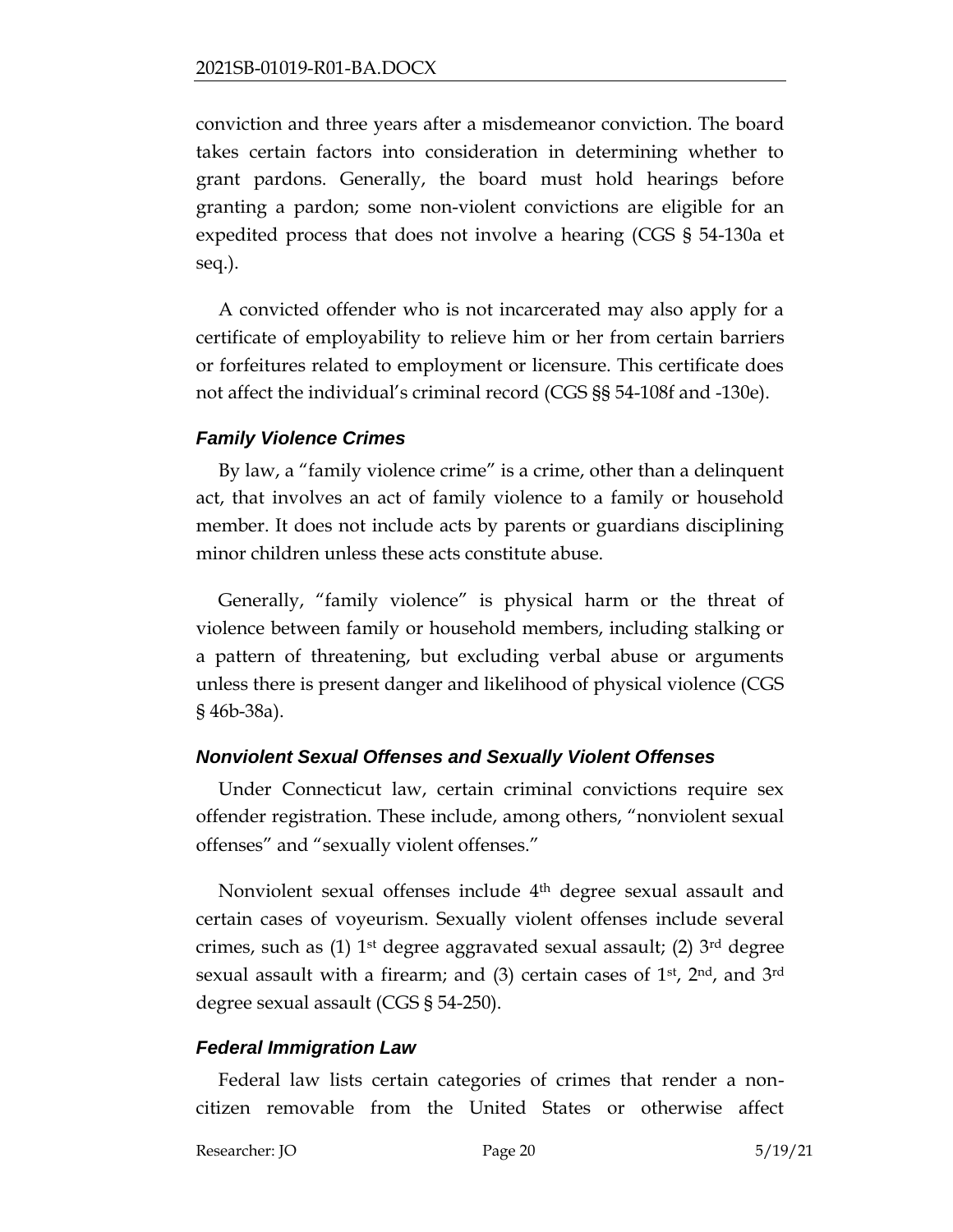conviction and three years after a misdemeanor conviction. The board takes certain factors into consideration in determining whether to grant pardons. Generally, the board must hold hearings before granting a pardon; some non-violent convictions are eligible for an expedited process that does not involve a hearing (CGS § 54-130a et seq.).

A convicted offender who is not incarcerated may also apply for a certificate of employability to relieve him or her from certain barriers or forfeitures related to employment or licensure. This certificate does not affect the individual's criminal record (CGS §§ 54-108f and -130e).

### *Family Violence Crimes*

By law, a "family violence crime" is a crime, other than a delinquent act, that involves an act of family violence to a family or household member. It does not include acts by parents or guardians disciplining minor children unless these acts constitute abuse.

Generally, "family violence" is physical harm or the threat of violence between family or household members, including stalking or a pattern of threatening, but excluding verbal abuse or arguments unless there is present danger and likelihood of physical violence (CGS § 46b-38a).

### *Nonviolent Sexual Offenses and Sexually Violent Offenses*

Under Connecticut law, certain criminal convictions require sex offender registration. These include, among others, "nonviolent sexual offenses" and "sexually violent offenses."

Nonviolent sexual offenses include 4th degree sexual assault and certain cases of voyeurism. Sexually violent offenses include several crimes, such as (1) 1st degree aggravated sexual assault; (2) 3rd degree sexual assault with a firearm; and (3) certain cases of 1st, 2nd, and 3rd degree sexual assault (CGS § 54-250).

### *Federal Immigration Law*

Federal law lists certain categories of crimes that render a non-citizen removable from the United States or otherwise affect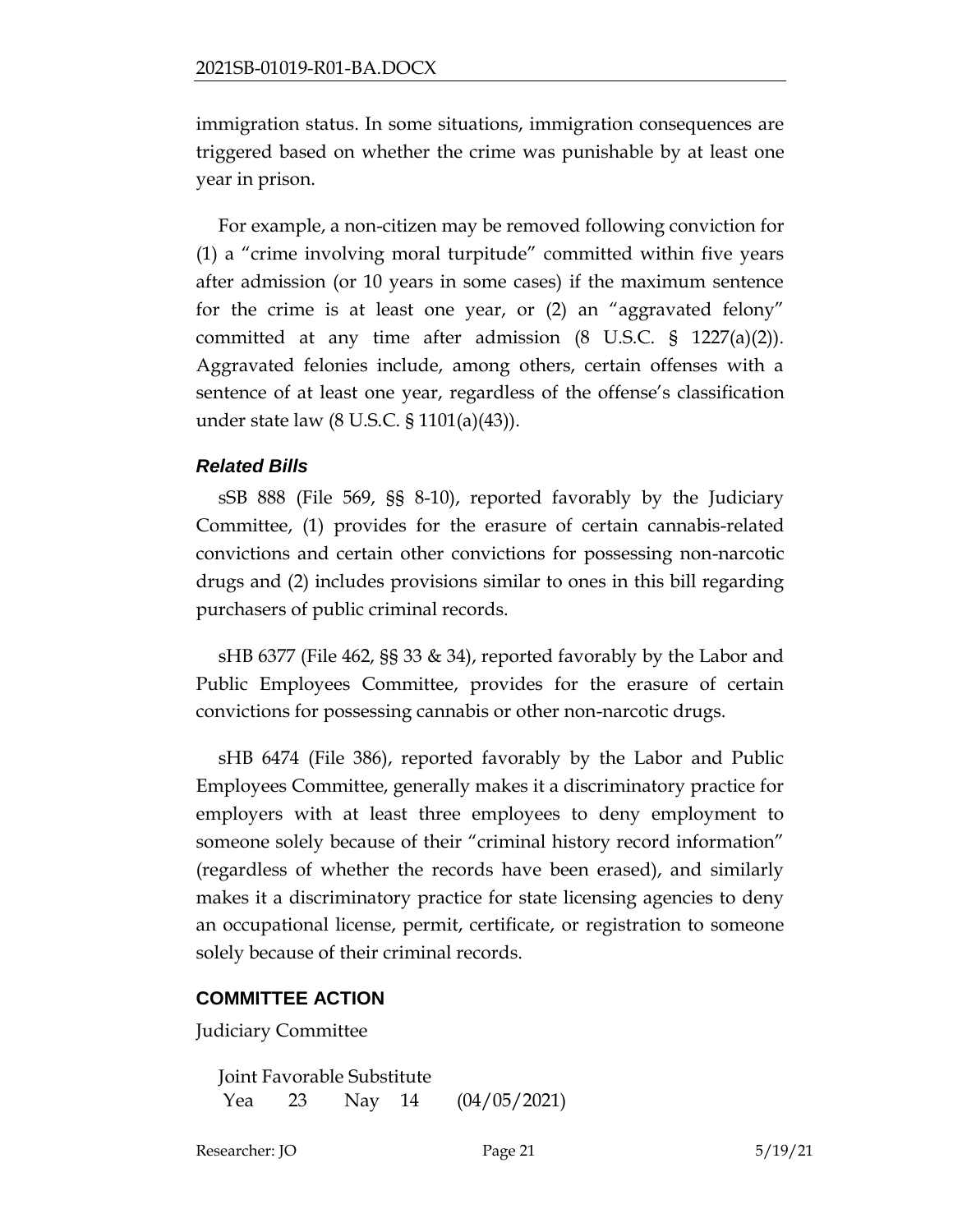immigration status. In some situations, immigration consequences are triggered based on whether the crime was punishable by at least one year in prison.

For example, a non-citizen may be removed following conviction for (1) a "crime involving moral turpitude" committed within five years after admission (or 10 years in some cases) if the maximum sentence for the crime is at least one year, or (2) an "aggravated felony" committed at any time after admission (8 U.S.C. § 1227(a)(2)). Aggravated felonies include, among others, certain offenses with a sentence of at least one year, regardless of the offense's classification under state law (8 U.S.C. § 1101(a)(43)).

### *Related Bills*

sSB 888 (File 569, §§ 8-10), reported favorably by the Judiciary Committee, (1) provides for the erasure of certain cannabis-related convictions and certain other convictions for possessing non-narcotic drugs and (2) includes provisions similar to ones in this bill regarding purchasers of public criminal records.

sHB 6377 (File 462, §§ 33 & 34), reported favorably by the Labor and Public Employees Committee, provides for the erasure of certain convictions for possessing cannabis or other non-narcotic drugs.

sHB 6474 (File 386), reported favorably by the Labor and Public Employees Committee, generally makes it a discriminatory practice for employers with at least three employees to deny employment to someone solely because of their "criminal history record information" (regardless of whether the records have been erased), and similarly makes it a discriminatory practice for state licensing agencies to deny an occupational license, permit, certificate, or registration to someone solely because of their criminal records.

## COMMITTEE ACTION

Judiciary Committee

Joint Favorable Substitute
Yea 23 Nay 14 (04/05/2021)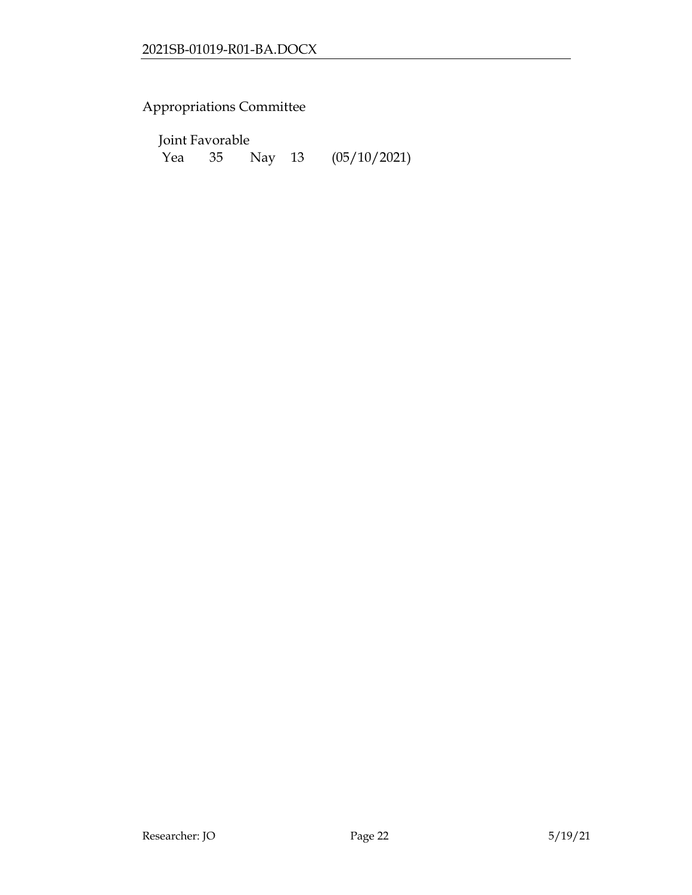Appropriations Committee

Joint Favorable
Yea 35 Nay 13 (05/10/2021)